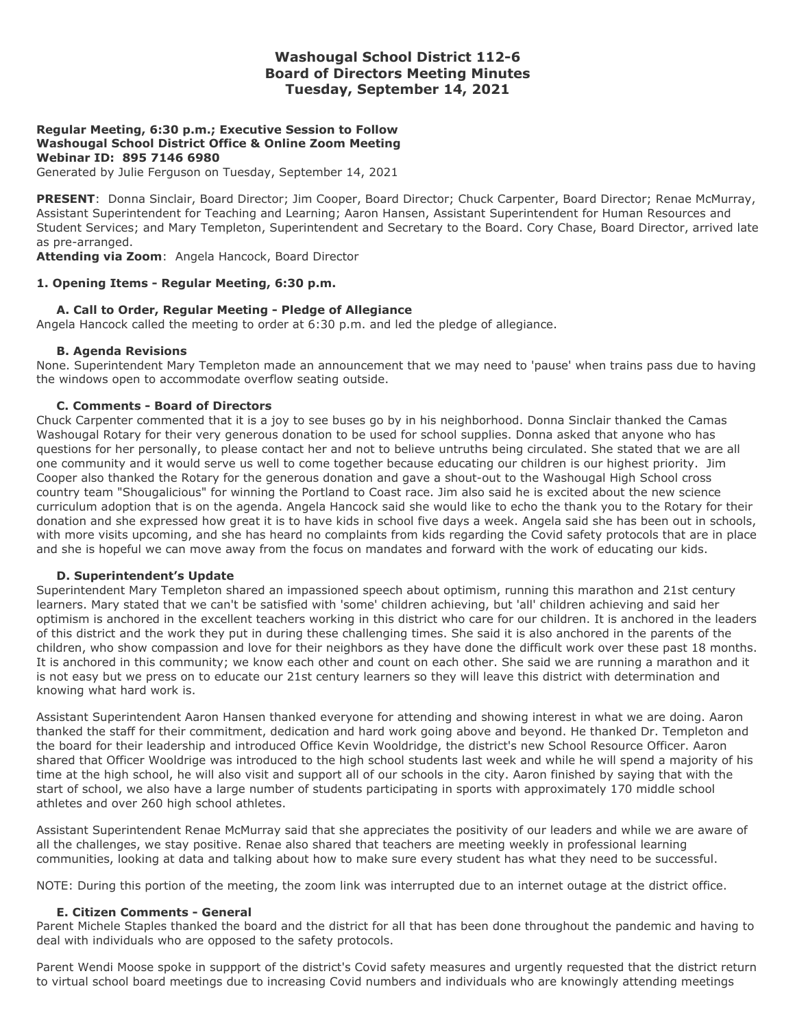# Washougal School District 112-6
## Board of Directors Meeting Minutes
### Tuesday, September 14, 2021

**Regular Meeting, 6:30 p.m.; Executive Session to Follow**
**Washougal School District Office & Online Zoom Meeting**
**Webinar ID: 895 7146 6980**
Generated by Julie Ferguson on Tuesday, September 14, 2021

**PRESENT**: Donna Sinclair, Board Director; Jim Cooper, Board Director; Chuck Carpenter, Board Director; Renae McMurray, Assistant Superintendent for Teaching and Learning; Aaron Hansen, Assistant Superintendent for Human Resources and Student Services; and Mary Templeton, Superintendent and Secretary to the Board. Cory Chase, Board Director, arrived late as pre-arranged.
**Attending via Zoom**: Angela Hancock, Board Director

**1. Opening Items - Regular Meeting, 6:30 p.m.**

**A. Call to Order, Regular Meeting - Pledge of Allegiance**
Angela Hancock called the meeting to order at 6:30 p.m. and led the pledge of allegiance.

**B. Agenda Revisions**
None. Superintendent Mary Templeton made an announcement that we may need to 'pause' when trains pass due to having the windows open to accommodate overflow seating outside.

**C. Comments - Board of Directors**
Chuck Carpenter commented that it is a joy to see buses go by in his neighborhood. Donna Sinclair thanked the Camas Washougal Rotary for their very generous donation to be used for school supplies. Donna asked that anyone who has questions for her personally, to please contact her and not to believe untruths being circulated. She stated that we are all one community and it would serve us well to come together because educating our children is our highest priority. Jim Cooper also thanked the Rotary for the generous donation and gave a shout-out to the Washougal High School cross country team "Shougalicious" for winning the Portland to Coast race. Jim also said he is excited about the new science curriculum adoption that is on the agenda. Angela Hancock said she would like to echo the thank you to the Rotary for their donation and she expressed how great it is to have kids in school five days a week. Angela said she has been out in schools, with more visits upcoming, and she has heard no complaints from kids regarding the Covid safety protocols that are in place and she is hopeful we can move away from the focus on mandates and forward with the work of educating our kids.

**D. Superintendent's Update**
Superintendent Mary Templeton shared an impassioned speech about optimism, running this marathon and 21st century learners. Mary stated that we can't be satisfied with 'some' children achieving, but 'all' children achieving and said her optimism is anchored in the excellent teachers working in this district who care for our children. It is anchored in the leaders of this district and the work they put in during these challenging times. She said it is also anchored in the parents of the children, who show compassion and love for their neighbors as they have done the difficult work over these past 18 months. It is anchored in this community; we know each other and count on each other. She said we are running a marathon and it is not easy but we press on to educate our 21st century learners so they will leave this district with determination and knowing what hard work is.

Assistant Superintendent Aaron Hansen thanked everyone for attending and showing interest in what we are doing. Aaron thanked the staff for their commitment, dedication and hard work going above and beyond. He thanked Dr. Templeton and the board for their leadership and introduced Office Kevin Wooldridge, the district's new School Resource Officer. Aaron shared that Officer Wooldrige was introduced to the high school students last week and while he will spend a majority of his time at the high school, he will also visit and support all of our schools in the city. Aaron finished by saying that with the start of school, we also have a large number of students participating in sports with approximately 170 middle school athletes and over 260 high school athletes.

Assistant Superintendent Renae McMurray said that she appreciates the positivity of our leaders and while we are aware of all the challenges, we stay positive. Renae also shared that teachers are meeting weekly in professional learning communities, looking at data and talking about how to make sure every student has what they need to be successful.

NOTE: During this portion of the meeting, the zoom link was interrupted due to an internet outage at the district office.

**E. Citizen Comments - General**
Parent Michele Staples thanked the board and the district for all that has been done throughout the pandemic and having to deal with individuals who are opposed to the safety protocols.

Parent Wendi Moose spoke in suppport of the district's Covid safety measures and urgently requested that the district return to virtual school board meetings due to increasing Covid numbers and individuals who are knowingly attending meetings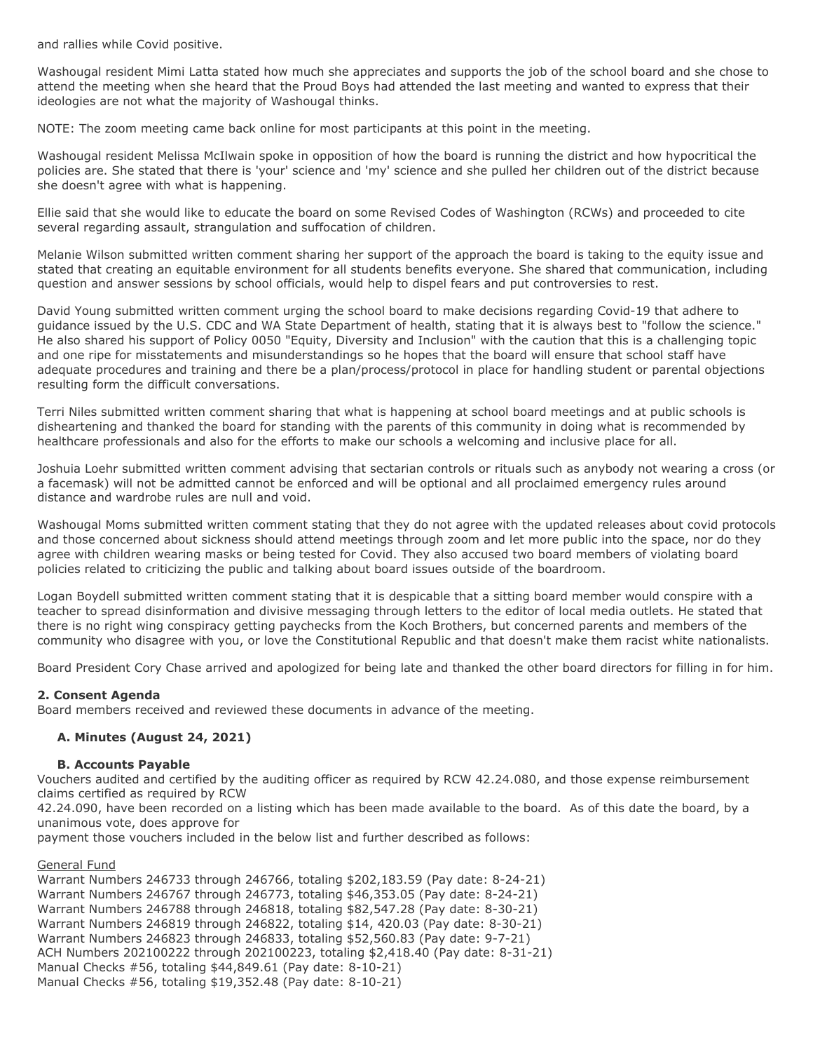and rallies while Covid positive.

Washougal resident Mimi Latta stated how much she appreciates and supports the job of the school board and she chose to attend the meeting when she heard that the Proud Boys had attended the last meeting and wanted to express that their ideologies are not what the majority of Washougal thinks.

NOTE: The zoom meeting came back online for most participants at this point in the meeting.

Washougal resident Melissa McIlwain spoke in opposition of how the board is running the district and how hypocritical the policies are. She stated that there is 'your' science and 'my' science and she pulled her children out of the district because she doesn't agree with what is happening.

Ellie said that she would like to educate the board on some Revised Codes of Washington (RCWs) and proceeded to cite several regarding assault, strangulation and suffocation of children.

Melanie Wilson submitted written comment sharing her support of the approach the board is taking to the equity issue and stated that creating an equitable environment for all students benefits everyone. She shared that communication, including question and answer sessions by school officials, would help to dispel fears and put controversies to rest.

David Young submitted written comment urging the school board to make decisions regarding Covid-19 that adhere to guidance issued by the U.S. CDC and WA State Department of health, stating that it is always best to "follow the science." He also shared his support of Policy 0050 "Equity, Diversity and Inclusion" with the caution that this is a challenging topic and one ripe for misstatements and misunderstandings so he hopes that the board will ensure that school staff have adequate procedures and training and there be a plan/process/protocol in place for handling student or parental objections resulting form the difficult conversations.

Terri Niles submitted written comment sharing that what is happening at school board meetings and at public schools is disheartening and thanked the board for standing with the parents of this community in doing what is recommended by healthcare professionals and also for the efforts to make our schools a welcoming and inclusive place for all.

Joshuia Loehr submitted written comment advising that sectarian controls or rituals such as anybody not wearing a cross (or a facemask) will not be admitted cannot be enforced and will be optional and all proclaimed emergency rules around distance and wardrobe rules are null and void.

Washougal Moms submitted written comment stating that they do not agree with the updated releases about covid protocols and those concerned about sickness should attend meetings through zoom and let more public into the space, nor do they agree with children wearing masks or being tested for Covid. They also accused two board members of violating board policies related to criticizing the public and talking about board issues outside of the boardroom.

Logan Boydell submitted written comment stating that it is despicable that a sitting board member would conspire with a teacher to spread disinformation and divisive messaging through letters to the editor of local media outlets. He stated that there is no right wing conspiracy getting paychecks from the Koch Brothers, but concerned parents and members of the community who disagree with you, or love the Constitutional Republic and that doesn't make them racist white nationalists.

Board President Cory Chase arrived and apologized for being late and thanked the other board directors for filling in for him.

**2. Consent Agenda**

Board members received and reviewed these documents in advance of the meeting.

**A. Minutes (August 24, 2021)**

**B. Accounts Payable**

Vouchers audited and certified by the auditing officer as required by RCW 42.24.080, and those expense reimbursement claims certified as required by RCW
42.24.090, have been recorded on a listing which has been made available to the board. As of this date the board, by a unanimous vote, does approve for
payment those vouchers included in the below list and further described as follows:

General Fund

Warrant Numbers 246733 through 246766, totaling $202,183.59 (Pay date: 8-24-21)
Warrant Numbers 246767 through 246773, totaling $46,353.05 (Pay date: 8-24-21)
Warrant Numbers 246788 through 246818, totaling $82,547.28 (Pay date: 8-30-21)
Warrant Numbers 246819 through 246822, totaling $14, 420.03 (Pay date: 8-30-21)
Warrant Numbers 246823 through 246833, totaling $52,560.83 (Pay date: 9-7-21)
ACH Numbers 202100222 through 202100223, totaling $2,418.40 (Pay date: 8-31-21)
Manual Checks #56, totaling $44,849.61 (Pay date: 8-10-21)
Manual Checks #56, totaling $19,352.48 (Pay date: 8-10-21)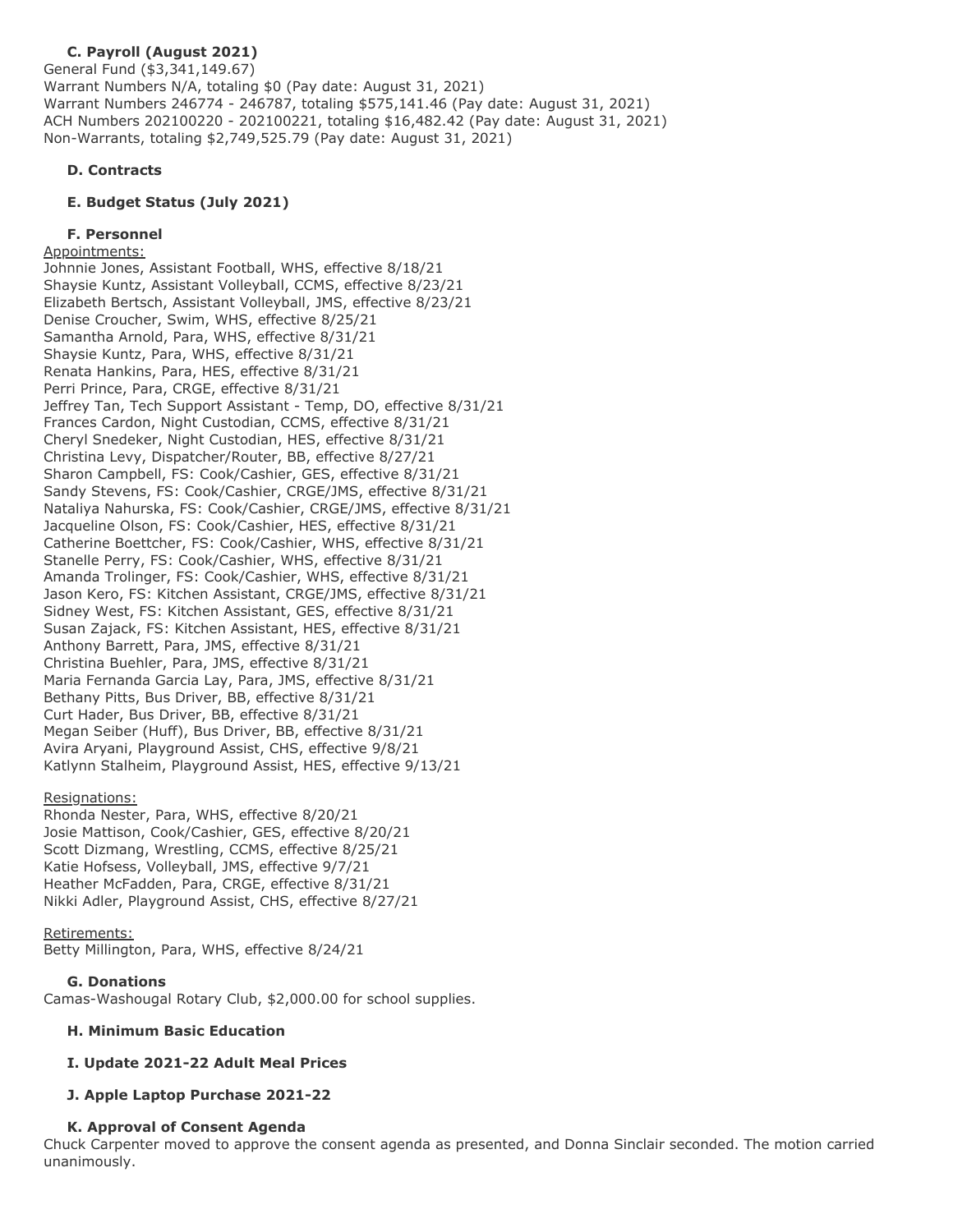### C. Payroll (August 2021)

General Fund ($3,341,149.67)
Warrant Numbers N/A, totaling $0 (Pay date: August 31, 2021)
Warrant Numbers 246774 - 246787, totaling $575,141.46 (Pay date: August 31, 2021)
ACH Numbers 202100220 - 202100221, totaling $16,482.42 (Pay date: August 31, 2021)
Non-Warrants, totaling $2,749,525.79 (Pay date: August 31, 2021)

### D. Contracts

### E. Budget Status (July 2021)

### F. Personnel

Appointments:
Johnnie Jones, Assistant Football, WHS, effective 8/18/21
Shaysie Kuntz, Assistant Volleyball, CCMS, effective 8/23/21
Elizabeth Bertsch, Assistant Volleyball, JMS, effective 8/23/21
Denise Croucher, Swim, WHS, effective 8/25/21
Samantha Arnold, Para, WHS, effective 8/31/21
Shaysie Kuntz, Para, WHS, effective 8/31/21
Renata Hankins, Para, HES, effective 8/31/21
Perri Prince, Para, CRGE, effective 8/31/21
Jeffrey Tan, Tech Support Assistant - Temp, DO, effective 8/31/21
Frances Cardon, Night Custodian, CCMS, effective 8/31/21
Cheryl Snedeker, Night Custodian, HES, effective 8/31/21
Christina Levy, Dispatcher/Router, BB, effective 8/27/21
Sharon Campbell, FS: Cook/Cashier, GES, effective 8/31/21
Sandy Stevens, FS: Cook/Cashier, CRGE/JMS, effective 8/31/21
Nataliya Nahurska, FS: Cook/Cashier, CRGE/JMS, effective 8/31/21
Jacqueline Olson, FS: Cook/Cashier, HES, effective 8/31/21
Catherine Boettcher, FS: Cook/Cashier, WHS, effective 8/31/21
Stanelle Perry, FS: Cook/Cashier, WHS, effective 8/31/21
Amanda Trolinger, FS: Cook/Cashier, WHS, effective 8/31/21
Jason Kero, FS: Kitchen Assistant, CRGE/JMS, effective 8/31/21
Sidney West, FS: Kitchen Assistant, GES, effective 8/31/21
Susan Zajack, FS: Kitchen Assistant, HES, effective 8/31/21
Anthony Barrett, Para, JMS, effective 8/31/21
Christina Buehler, Para, JMS, effective 8/31/21
Maria Fernanda Garcia Lay, Para, JMS, effective 8/31/21
Bethany Pitts, Bus Driver, BB, effective 8/31/21
Curt Hader, Bus Driver, BB, effective 8/31/21
Megan Seiber (Huff), Bus Driver, BB, effective 8/31/21
Avira Aryani, Playground Assist, CHS, effective 9/8/21
Katlynn Stalheim, Playground Assist, HES, effective 9/13/21

Resignations:
Rhonda Nester, Para, WHS, effective 8/20/21
Josie Mattison, Cook/Cashier, GES, effective 8/20/21
Scott Dizmang, Wrestling, CCMS, effective 8/25/21
Katie Hofsess, Volleyball, JMS, effective 9/7/21
Heather McFadden, Para, CRGE, effective 8/31/21
Nikki Adler, Playground Assist, CHS, effective 8/27/21

Retirements:
Betty Millington, Para, WHS, effective 8/24/21

### G. Donations

Camas-Washougal Rotary Club, $2,000.00 for school supplies.

### H. Minimum Basic Education

### I. Update 2021-22 Adult Meal Prices

### J. Apple Laptop Purchase 2021-22

### K. Approval of Consent Agenda

Chuck Carpenter moved to approve the consent agenda as presented, and Donna Sinclair seconded. The motion carried unanimously.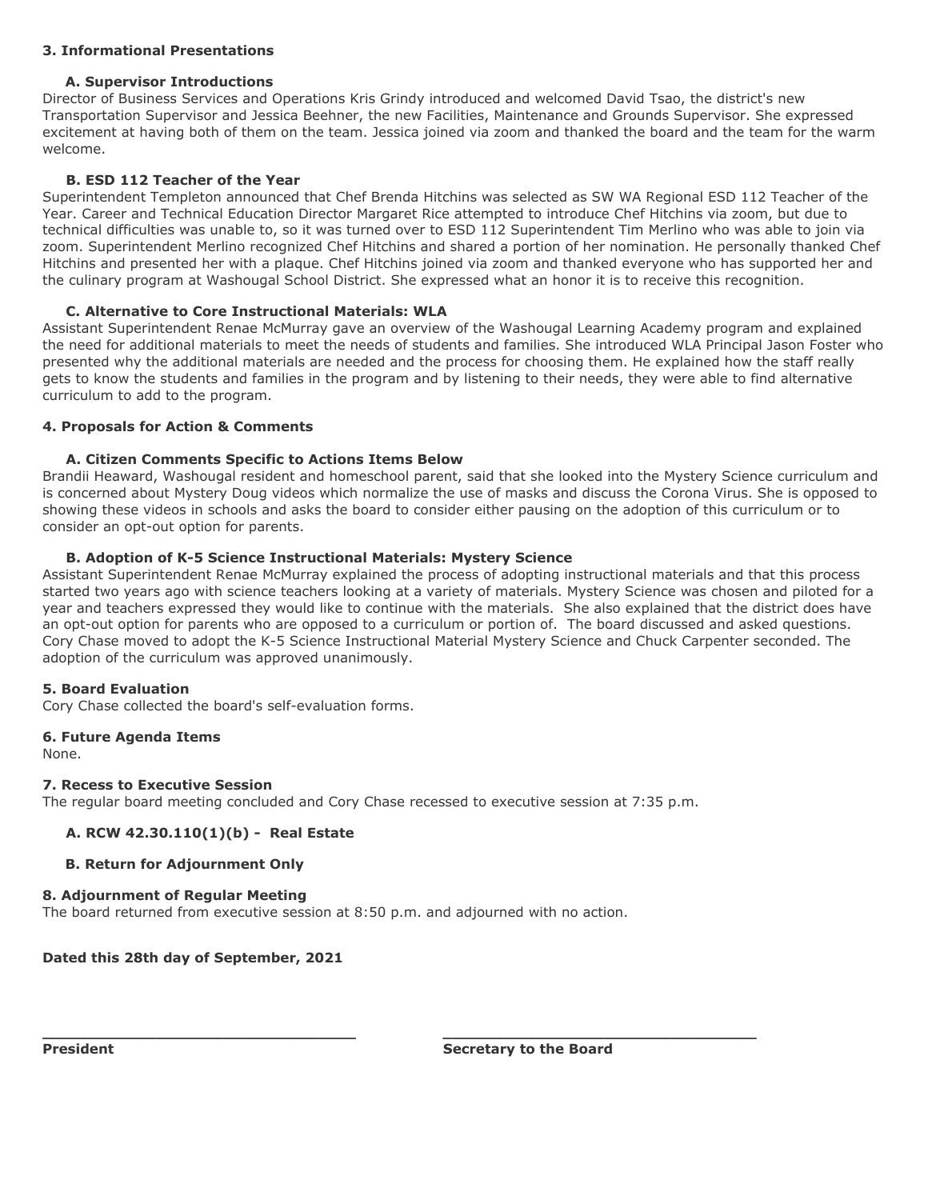## 3. Informational Presentations

### A. Supervisor Introductions

Director of Business Services and Operations Kris Grindy introduced and welcomed David Tsao, the district's new Transportation Supervisor and Jessica Beehner, the new Facilities, Maintenance and Grounds Supervisor. She expressed excitement at having both of them on the team. Jessica joined via zoom and thanked the board and the team for the warm welcome.

### B. ESD 112 Teacher of the Year

Superintendent Templeton announced that Chef Brenda Hitchins was selected as SW WA Regional ESD 112 Teacher of the Year. Career and Technical Education Director Margaret Rice attempted to introduce Chef Hitchins via zoom, but due to technical difficulties was unable to, so it was turned over to ESD 112 Superintendent Tim Merlino who was able to join via zoom. Superintendent Merlino recognized Chef Hitchins and shared a portion of her nomination. He personally thanked Chef Hitchins and presented her with a plaque. Chef Hitchins joined via zoom and thanked everyone who has supported her and the culinary program at Washougal School District. She expressed what an honor it is to receive this recognition.

### C. Alternative to Core Instructional Materials: WLA

Assistant Superintendent Renae McMurray gave an overview of the Washougal Learning Academy program and explained the need for additional materials to meet the needs of students and families. She introduced WLA Principal Jason Foster who presented why the additional materials are needed and the process for choosing them. He explained how the staff really gets to know the students and families in the program and by listening to their needs, they were able to find alternative curriculum to add to the program.

## 4. Proposals for Action & Comments

### A. Citizen Comments Specific to Actions Items Below

Brandii Heaward, Washougal resident and homeschool parent, said that she looked into the Mystery Science curriculum and is concerned about Mystery Doug videos which normalize the use of masks and discuss the Corona Virus. She is opposed to showing these videos in schools and asks the board to consider either pausing on the adoption of this curriculum or to consider an opt-out option for parents.

### B. Adoption of K-5 Science Instructional Materials: Mystery Science

Assistant Superintendent Renae McMurray explained the process of adopting instructional materials and that this process started two years ago with science teachers looking at a variety of materials. Mystery Science was chosen and piloted for a year and teachers expressed they would like to continue with the materials. She also explained that the district does have an opt-out option for parents who are opposed to a curriculum or portion of. The board discussed and asked questions. Cory Chase moved to adopt the K-5 Science Instructional Material Mystery Science and Chuck Carpenter seconded. The adoption of the curriculum was approved unanimously.

## 5. Board Evaluation

Cory Chase collected the board's self-evaluation forms.

## 6. Future Agenda Items

None.

## 7. Recess to Executive Session

The regular board meeting concluded and Cory Chase recessed to executive session at 7:35 p.m.

### A. RCW 42.30.110(1)(b) - Real Estate

### B. Return for Adjournment Only

## 8. Adjournment of Regular Meeting

The board returned from executive session at 8:50 p.m. and adjourned with no action.

**Dated this 28th day of September, 2021**

\_\_\_\_\_\_\_\_\_\_\_\_\_\_\_\_\_\_\_\_\_\_\_\_\_\_\_\_\_\_\_\_\_\_\_ \_\_\_\_\_\_\_\_\_\_\_\_\_\_\_\_\_\_\_\_\_\_\_\_\_\_\_\_\_\_\_\_\_\_\_

**President** **Secretary to the Board**